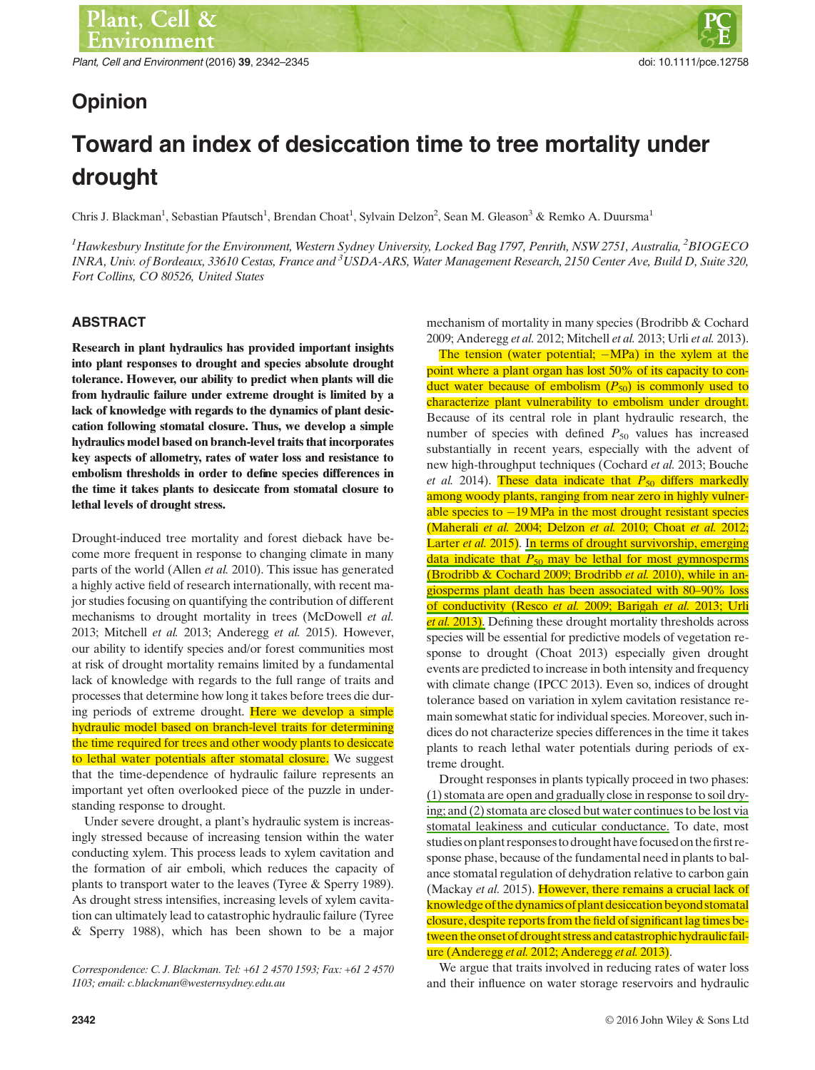Opinion

# Toward an index of desiccation time to tree mortality under drought

Chris J. Blackman[1], Sebastian Pfautsch[1], Brendan Choat[1], Sylvain Delzon[2], Sean M. Gleason[3] & Remko A. Duursma[1]

[1]*Hawkesbury Institute for the Environment, Western Sydney University, Locked Bag 1797, Penrith, NSW 2751, Australia,* [2]*BIOGECO INRA, Univ. of Bordeaux, 33610 Cestas, France and* [3]*USDA-ARS, Water Management Research, 2150 Center Ave, Build D, Suite 320, Fort Collins, CO 80526, United States*

## ABSTRACT

**Research in plant hydraulics has provided important insights into plant responses to drought and species absolute drought tolerance. However, our ability to predict when plants will die from hydraulic failure under extreme drought is limited by a lack of knowledge with regards to the dynamics of plant desiccation following stomatal closure. Thus, we develop a simple hydraulics model based on branch-level traits that incorporates key aspects of allometry, rates of water loss and resistance to embolism thresholds in order to define species differences in the time it takes plants to desiccate from stomatal closure to lethal levels of drought stress.**

Drought-induced tree mortality and forest dieback have become more frequent in response to changing climate in many parts of the world (Allen *et al.* 2010). This issue has generated a highly active field of research internationally, with recent major studies focusing on quantifying the contribution of different mechanisms to drought mortality in trees (McDowell *et al.* 2013; Mitchell *et al.* 2013; Anderegg *et al.* 2015). However, our ability to identify species and/or forest communities most at risk of drought mortality remains limited by a fundamental lack of knowledge with regards to the full range of traits and processes that determine how long it takes before trees die during periods of extreme drought. Here we develop a simple hydraulic model based on branch-level traits for determining the time required for trees and other woody plants to desiccate to lethal water potentials after stomatal closure. We suggest that the time-dependence of hydraulic failure represents an important yet often overlooked piece of the puzzle in understanding response to drought.

Under severe drought, a plant's hydraulic system is increasingly stressed because of increasing tension within the water conducting xylem. This process leads to xylem cavitation and the formation of air emboli, which reduces the capacity of plants to transport water to the leaves (Tyree & Sperry 1989). As drought stress intensifies, increasing levels of xylem cavitation can ultimately lead to catastrophic hydraulic failure (Tyree & Sperry 1988), which has been shown to be a major mechanism of mortality in many species (Brodribb & Cochard 2009; Anderegg *et al.* 2012; Mitchell *et al.* 2013; Urli *et al.* 2013).

The tension (water potential; −MPa) in the xylem at the point where a plant organ has lost 50% of its capacity to conduct water because of embolism ($P_{50}$) is commonly used to characterize plant vulnerability to embolism under drought. Because of its central role in plant hydraulic research, the number of species with defined $P_{50}$ values has increased substantially in recent years, especially with the advent of new high-throughput techniques (Cochard *et al.* 2013; Bouche *et al.* 2014). These data indicate that $P_{50}$ differs markedly among woody plants, ranging from near zero in highly vulnerable species to −19 MPa in the most drought resistant species (Maherali *et al.* 2004; Delzon *et al.* 2010; Choat *et al.* 2012; Larter *et al.* 2015). In terms of drought survivorship, emerging data indicate that $P_{50}$ may be lethal for most gymnosperms (Brodribb & Cochard 2009; Brodribb *et al.* 2010), while in angiosperms plant death has been associated with 80–90% loss of conductivity (Resco *et al.* 2009; Barigah *et al.* 2013; Urli *et al.* 2013). Defining these drought mortality thresholds across species will be essential for predictive models of vegetation response to drought (Choat 2013) especially given drought events are predicted to increase in both intensity and frequency with climate change (IPCC 2013). Even so, indices of drought tolerance based on variation in xylem cavitation resistance remain somewhat static for individual species. Moreover, such indices do not characterize species differences in the time it takes plants to reach lethal water potentials during periods of extreme drought.

Drought responses in plants typically proceed in two phases: (1) stomata are open and gradually close in response to soil drying; and (2) stomata are closed but water continues to be lost via stomatal leakiness and cuticular conductance. To date, most studies on plant responses to drought have focused on the first response phase, because of the fundamental need in plants to balance stomatal regulation of dehydration relative to carbon gain (Mackay *et al.* 2015). However, there remains a crucial lack of knowledge of the dynamics of plant desiccation beyond stomatal closure, despite reports from the field of significant lag times between the onset of drought stress and catastrophic hydraulic failure (Anderegg *et al.* 2012; Anderegg *et al.* 2013).

We argue that traits involved in reducing rates of water loss and their influence on water storage reservoirs and hydraulic

Correspondence: C. J. Blackman. Tel: +61 2 4570 1593; Fax: +61 2 4570 1103; email: c.blackman@westernsydney.edu.au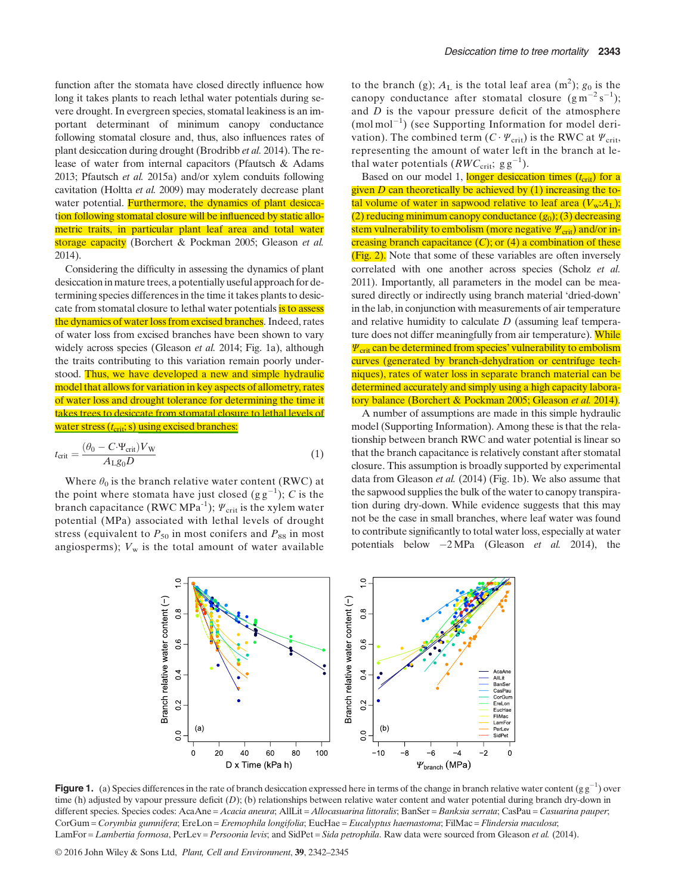function after the stomata have closed directly influence how long it takes plants to reach lethal water potentials during severe drought. In evergreen species, stomatal leakiness is an important determinant of minimum canopy conductance following stomatal closure and, thus, also influences rates of plant desiccation during drought (Brodribb *et al.* 2014). The release of water from internal capacitors (Pfautsch & Adams 2013; Pfautsch *et al.* 2015a) and/or xylem conduits following cavitation (Holtta *et al.* 2009) may moderately decrease plant water potential. Furthermore, the dynamics of plant desiccation following stomatal closure will be influenced by static allometric traits, in particular plant leaf area and total water storage capacity (Borchert & Pockman 2005; Gleason *et al.* 2014).

Considering the difficulty in assessing the dynamics of plant desiccation in mature trees, a potentially useful approach for determining species differences in the time it takes plants to desiccate from stomatal closure to lethal water potentials is to assess the dynamics of water loss from excised branches. Indeed, rates of water loss from excised branches have been shown to vary widely across species (Gleason *et al.* 2014; Fig. 1a), although the traits contributing to this variation remain poorly understood. Thus, we have developed a new and simple hydraulic model that allows for variation in key aspects of allometry, rates of water loss and drought tolerance for determining the time it takes trees to desiccate from stomatal closure to lethal levels of water stress ($t_{crit}$; s) using excised branches:

$$t_{crit} = \frac{(\theta_0 - C \cdot \Psi_{crit})V_W}{A_L g_0 D} \tag{1}$$

Where $\theta_0$ is the branch relative water content (RWC) at the point where stomata have just closed (g g$^{-1}$); $C$ is the branch capacitance (RWC MPa$^{-1}$); $\Psi_{crit}$ is the xylem water potential (MPa) associated with lethal levels of drought stress (equivalent to $P_{50}$ in most conifers and $P_{88}$ in most angiosperms); $V_w$ is the total amount of water available to the branch (g); $A_L$ is the total leaf area (m$^2$); $g_0$ is the canopy conductance after stomatal closure (g m$^{-2}$ s$^{-1}$); and $D$ is the vapour pressure deficit of the atmosphere (mol mol$^{-1}$) (see Supporting Information for model derivation). The combined term ($C \cdot \Psi_{crit}$) is the RWC at $\Psi_{crit}$, representing the amount of water left in the branch at lethal water potentials ($RWC_{crit}$; g g$^{-1}$).

Based on our model 1, longer desiccation times ($t_{crit}$) for a given $D$ can theoretically be achieved by (1) increasing the total volume of water in sapwood relative to leaf area ($V_w$:$A_L$); (2) reducing minimum canopy conductance ($g_0$); (3) decreasing stem vulnerability to embolism (more negative $\Psi_{crit}$) and/or increasing branch capacitance ($C$); or (4) a combination of these (Fig. 2). Note that some of these variables are often inversely correlated with one another across species (Scholz *et al.* 2011). Importantly, all parameters in the model can be measured directly or indirectly using branch material 'dried-down' in the lab, in conjunction with measurements of air temperature and relative humidity to calculate $D$ (assuming leaf temperature does not differ meaningfully from air temperature). While $\Psi_{crit}$ can be determined from species' vulnerability to embolism curves (generated by branch-dehydration or centrifuge techniques), rates of water loss in separate branch material can be determined accurately and simply using a high capacity laboratory balance (Borchert & Pockman 2005; Gleason *et al.* 2014).

A number of assumptions are made in this simple hydraulic model (Supporting Information). Among these is that the relationship between branch RWC and water potential is linear so that the branch capacitance is relatively constant after stomatal closure. This assumption is broadly supported by experimental data from Gleason *et al.* (2014) (Fig. 1b). We also assume that the sapwood supplies the bulk of the water to canopy transpiration during dry-down. While evidence suggests that this may not be the case in small branches, where leaf water was found to contribute significantly to total water loss, especially at water potentials below −2 MPa (Gleason *et al.* 2014), the

**Figure 1.** (a) Species differences in the rate of branch desiccation expressed here in terms of the change in branch relative water content (g g$^{-1}$) over time (h) adjusted by vapour pressure deficit ($D$); (b) relationships between relative water content and water potential during branch dry-down in different species. Species codes: AcaAne = *Acacia aneura*; AllLit = *Allocasuarina littoralis*; BanSer = *Banksia serrata*; CasPau = *Casuarina pauper*; CorGum = *Corymbia gumnifera*; EreLon = *Eremophila longifolia*; EucHae = *Eucalyptus haemastoma*; FilMac = *Flindersia maculosa*; LamFor = *Lambertia formosa*, PerLev = *Persoonia levis*; and SidPet = *Sida petrophila*. Raw data were sourced from Gleason *et al.* (2014).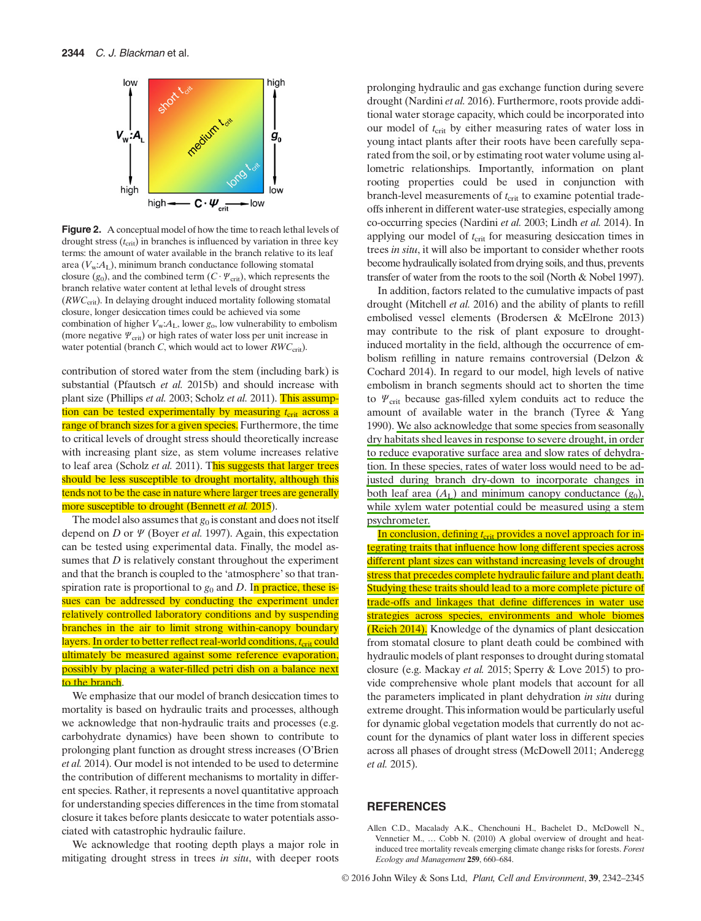**Figure 2.** A conceptual model of how the time to reach lethal levels of drought stress ($t_{crit}$) in branches is influenced by variation in three key terms: the amount of water available in the branch relative to its leaf area ($V_w$:$A_L$), minimum branch conductance following stomatal closure ($g_0$), and the combined term ($C \cdot \Psi_{crit}$), which represents the branch relative water content at lethal levels of drought stress ($RWC_{crit}$). In delaying drought induced mortality following stomatal closure, longer desiccation times could be achieved via some combination of higher $V_w$:$A_L$, lower $g_0$, low vulnerability to embolism (more negative $\Psi_{crit}$) or high rates of water loss per unit increase in water potential (branch $C$, which would act to lower $RWC_{crit}$).

contribution of stored water from the stem (including bark) is substantial (Pfautsch *et al.* 2015b) and should increase with plant size (Phillips *et al.* 2003; Scholz *et al.* 2011). This assumption can be tested experimentally by measuring $t_{crit}$ across a range of branch sizes for a given species. Furthermore, the time to critical levels of drought stress should theoretically increase with increasing plant size, as stem volume increases relative to leaf area (Scholz *et al.* 2011). This suggests that larger trees should be less susceptible to drought mortality, although this tends not to be the case in nature where larger trees are generally more susceptible to drought (Bennett *et al.* 2015).

The model also assumes that $g_0$ is constant and does not itself depend on $D$ or $\Psi$ (Boyer *et al.* 1997). Again, this expectation can be tested using experimental data. Finally, the model assumes that $D$ is relatively constant throughout the experiment and that the branch is coupled to the 'atmosphere' so that transpiration rate is proportional to $g_0$ and $D$. In practice, these issues can be addressed by conducting the experiment under relatively controlled laboratory conditions and by suspending branches in the air to limit strong within-canopy boundary layers. In order to better reflect real-world conditions, $t_{crit}$ could ultimately be measured against some reference evaporation, possibly by placing a water-filled petri dish on a balance next to the branch.

We emphasize that our model of branch desiccation times to mortality is based on hydraulic traits and processes, although we acknowledge that non-hydraulic traits and processes (e.g. carbohydrate dynamics) have been shown to contribute to prolonging plant function as drought stress increases (O'Brien *et al.* 2014). Our model is not intended to be used to determine the contribution of different mechanisms to mortality in different species. Rather, it represents a novel quantitative approach for understanding species differences in the time from stomatal closure it takes before plants desiccate to water potentials associated with catastrophic hydraulic failure.

We acknowledge that rooting depth plays a major role in mitigating drought stress in trees *in situ*, with deeper roots prolonging hydraulic and gas exchange function during severe drought (Nardini *et al.* 2016). Furthermore, roots provide additional water storage capacity, which could be incorporated into our model of $t_{crit}$ by either measuring rates of water loss in young intact plants after their roots have been carefully separated from the soil, or by estimating root water volume using allometric relationships. Importantly, information on plant rooting properties could be used in conjunction with branch-level measurements of $t_{crit}$ to examine potential trade-offs inherent in different water-use strategies, especially among co-occurring species (Nardini *et al.* 2003; Lindh *et al.* 2014). In applying our model of $t_{crit}$ for measuring desiccation times in trees *in situ*, it will also be important to consider whether roots become hydraulically isolated from drying soils, and thus, prevents transfer of water from the roots to the soil (North & Nobel 1997).

In addition, factors related to the cumulative impacts of past drought (Mitchell *et al.* 2016) and the ability of plants to refill embolised vessel elements (Brodersen & McElrone 2013) may contribute to the risk of plant exposure to drought-induced mortality in the field, although the occurrence of embolism refilling in nature remains controversial (Delzon & Cochard 2014). In regard to our model, high levels of native embolism in branch segments should act to shorten the time to $\Psi_{crit}$ because gas-filled xylem conduits act to reduce the amount of available water in the branch (Tyree & Yang 1990). We also acknowledge that some species from seasonally dry habitats shed leaves in response to severe drought, in order to reduce evaporative surface area and slow rates of dehydration. In these species, rates of water loss would need to be adjusted during branch dry-down to incorporate changes in both leaf area ($A_L$) and minimum canopy conductance ($g_0$), while xylem water potential could be measured using a stem psychrometer.

In conclusion, defining $t_{crit}$ provides a novel approach for integrating traits that influence how long different species across different plant sizes can withstand increasing levels of drought stress that precedes complete hydraulic failure and plant death. Studying these traits should lead to a more complete picture of trade-offs and linkages that define differences in water use strategies across species, environments and whole biomes (Reich 2014). Knowledge of the dynamics of plant desiccation from stomatal closure to plant death could be combined with hydraulic models of plant responses to drought during stomatal closure (e.g. Mackay *et al.* 2015; Sperry & Love 2015) to provide comprehensive whole plant models that account for all the parameters implicated in plant dehydration *in situ* during extreme drought. This information would be particularly useful for dynamic global vegetation models that currently do not account for the dynamics of plant water loss in different species across all phases of drought stress (McDowell 2011; Anderegg *et al.* 2015).

## REFERENCES

Allen C.D., Macalady A.K., Chenchouni H., Bachelet D., McDowell N., Vennetier M., … Cobb N. (2010) A global overview of drought and heat-induced tree mortality reveals emerging climate change risks for forests. *Forest Ecology and Management* **259**, 660–684.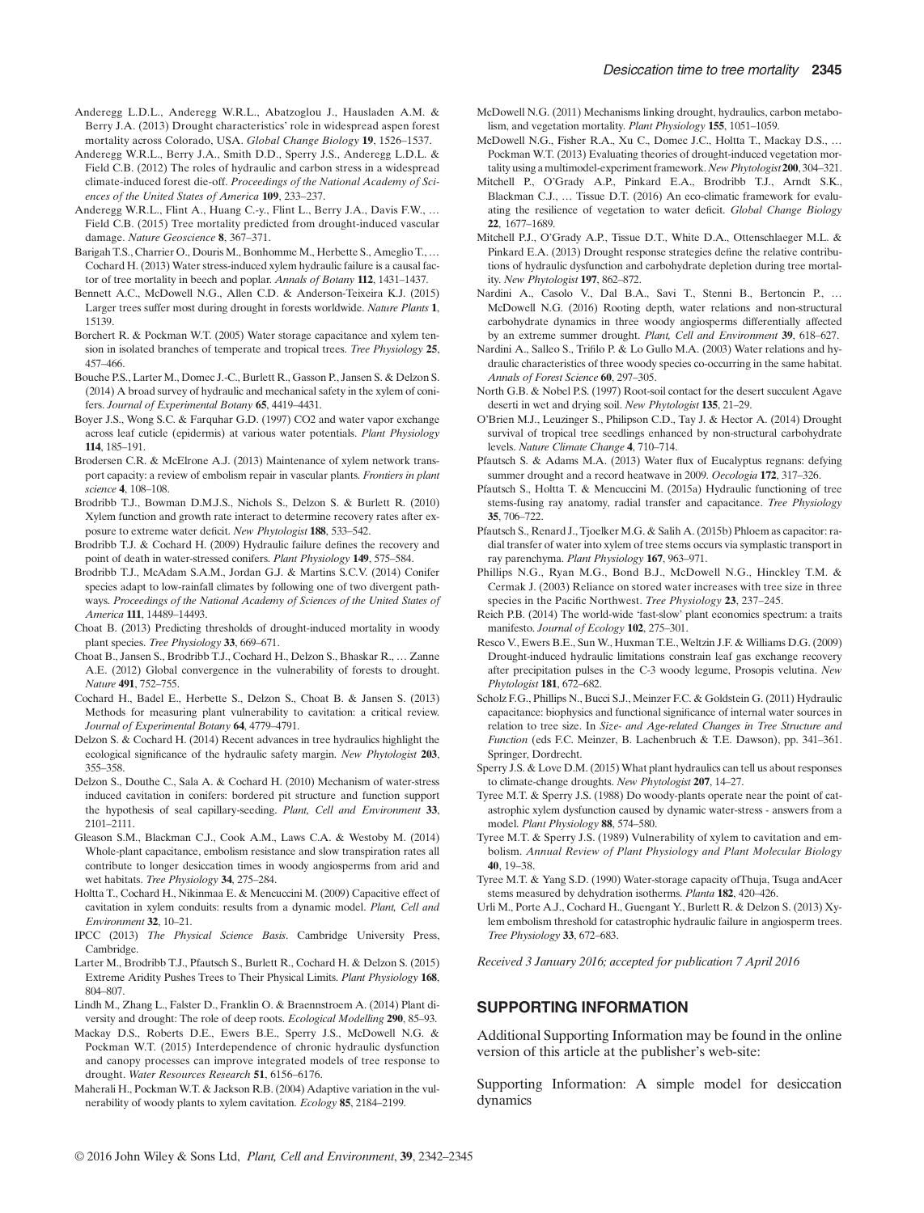Anderegg L.D.L., Anderegg W.R.L., Abatzoglou J., Hausladen A.M. & Berry J.A. (2013) Drought characteristics' role in widespread aspen forest mortality across Colorado, USA. *Global Change Biology* **19**, 1526–1537.

Anderegg W.R.L., Berry J.A., Smith D.D., Sperry J.S., Anderegg L.D.L. & Field C.B. (2012) The roles of hydraulic and carbon stress in a widespread climate-induced forest die-off. *Proceedings of the National Academy of Sciences of the United States of America* **109**, 233–237.

Anderegg W.R.L., Flint A., Huang C.-y., Flint L., Berry J.A., Davis F.W., … Field C.B. (2015) Tree mortality predicted from drought-induced vascular damage. *Nature Geoscience* **8**, 367–371.

Barigah T.S., Charrier O., Douris M., Bonhomme M., Herbette S., Ameglio T., … Cochard H. (2013) Water stress-induced xylem hydraulic failure is a causal factor of tree mortality in beech and poplar. *Annals of Botany* **112**, 1431–1437.

Bennett A.C., McDowell N.G., Allen C.D. & Anderson-Teixeira K.J. (2015) Larger trees suffer most during drought in forests worldwide. *Nature Plants* **1**, 15139.

Borchert R. & Pockman W.T. (2005) Water storage capacitance and xylem tension in isolated branches of temperate and tropical trees. *Tree Physiology* **25**, 457–466.

Bouche P.S., Larter M., Domec J.-C., Burlett R., Gasson P., Jansen S. & Delzon S. (2014) A broad survey of hydraulic and mechanical safety in the xylem of conifers. *Journal of Experimental Botany* **65**, 4419–4431.

Boyer J.S., Wong S.C. & Farquhar G.D. (1997) CO2 and water vapor exchange across leaf cuticle (epidermis) at various water potentials. *Plant Physiology* **114**, 185–191.

Brodersen C.R. & McElrone A.J. (2013) Maintenance of xylem network transport capacity: a review of embolism repair in vascular plants. *Frontiers in plant science* **4**, 108–108.

Brodribb T.J., Bowman D.M.J.S., Nichols S., Delzon S. & Burlett R. (2010) Xylem function and growth rate interact to determine recovery rates after exposure to extreme water deficit. *New Phytologist* **188**, 533–542.

Brodribb T.J. & Cochard H. (2009) Hydraulic failure defines the recovery and point of death in water-stressed conifers. *Plant Physiology* **149**, 575–584.

Brodribb T.J., McAdam S.A.M., Jordan G.J. & Martins S.C.V. (2014) Conifer species adapt to low-rainfall climates by following one of two divergent pathways. *Proceedings of the National Academy of Sciences of the United States of America* **111**, 14489–14493.

Choat B. (2013) Predicting thresholds of drought-induced mortality in woody plant species. *Tree Physiology* **33**, 669–671.

Choat B., Jansen S., Brodribb T.J., Cochard H., Delzon S., Bhaskar R., … Zanne A.E. (2012) Global convergence in the vulnerability of forests to drought. *Nature* **491**, 752–755.

Cochard H., Badel E., Herbette S., Delzon S., Choat B. & Jansen S. (2013) Methods for measuring plant vulnerability to cavitation: a critical review. *Journal of Experimental Botany* **64**, 4779–4791.

Delzon S. & Cochard H. (2014) Recent advances in tree hydraulics highlight the ecological significance of the hydraulic safety margin. *New Phytologist* **203**, 355–358.

Delzon S., Douthe C., Sala A. & Cochard H. (2010) Mechanism of water-stress induced cavitation in conifers: bordered pit structure and function support the hypothesis of seal capillary-seeding. *Plant, Cell and Environment* **33**, 2101–2111.

Gleason S.M., Blackman C.J., Cook A.M., Laws C.A. & Westoby M. (2014) Whole-plant capacitance, embolism resistance and slow transpiration rates all contribute to longer desiccation times in woody angiosperms from arid and wet habitats. *Tree Physiology* **34**, 275–284.

Holtta T., Cochard H., Nikinmaa E. & Mencuccini M. (2009) Capacitive effect of cavitation in xylem conduits: results from a dynamic model. *Plant, Cell and Environment* **32**, 10–21.

IPCC (2013) *The Physical Science Basis*. Cambridge University Press, Cambridge.

Larter M., Brodribb T.J., Pfautsch S., Burlett R., Cochard H. & Delzon S. (2015) Extreme Aridity Pushes Trees to Their Physical Limits. *Plant Physiology* **168**, 804–807.

Lindh M., Zhang L., Falster D., Franklin O. & Braennstroem A. (2014) Plant diversity and drought: The role of deep roots. *Ecological Modelling* **290**, 85–93.

Mackay D.S., Roberts D.E., Ewers B.E., Sperry J.S., McDowell N.G. & Pockman W.T. (2015) Interdependence of chronic hydraulic dysfunction and canopy processes can improve integrated models of tree response to drought. *Water Resources Research* **51**, 6156–6176.

Maherali H., Pockman W.T. & Jackson R.B. (2004) Adaptive variation in the vulnerability of woody plants to xylem cavitation. *Ecology* **85**, 2184–2199.

McDowell N.G. (2011) Mechanisms linking drought, hydraulics, carbon metabolism, and vegetation mortality. *Plant Physiology* **155**, 1051–1059.

McDowell N.G., Fisher R.A., Xu C., Domec J.C., Holtta T., Mackay D.S., … Pockman W.T. (2013) Evaluating theories of drought-induced vegetation mortality using a multimodel-experiment framework. *New Phytologist* **200**, 304–321.

Mitchell P., O'Grady A.P., Pinkard E.A., Brodribb T.J., Arndt S.K., Blackman C.J., … Tissue D.T. (2016) An eco-climatic framework for evaluating the resilience of vegetation to water deficit. *Global Change Biology* **22**, 1677–1689.

Mitchell P.J., O'Grady A.P., Tissue D.T., White D.A., Ottenschlaeger M.L. & Pinkard E.A. (2013) Drought response strategies define the relative contributions of hydraulic dysfunction and carbohydrate depletion during tree mortality. *New Phytologist* **197**, 862–872.

Nardini A., Casolo V., Dal B.A., Savi T., Stenni B., Bertoncin P., … McDowell N.G. (2016) Rooting depth, water relations and non-structural carbohydrate dynamics in three woody angiosperms differentially affected by an extreme summer drought. *Plant, Cell and Environment* **39**, 618–627.

Nardini A., Salleo S., Trifilo P. & Lo Gullo M.A. (2003) Water relations and hydraulic characteristics of three woody species co-occurring in the same habitat. *Annals of Forest Science* **60**, 297–305.

North G.B. & Nobel P.S. (1997) Root-soil contact for the desert succulent Agave deserti in wet and drying soil. *New Phytologist* **135**, 21–29.

O'Brien M.J., Leuzinger S., Philipson C.D., Tay J. & Hector A. (2014) Drought survival of tropical tree seedlings enhanced by non-structural carbohydrate levels. *Nature Climate Change* **4**, 710–714.

Pfautsch S. & Adams M.A. (2013) Water flux of Eucalyptus regnans: defying summer drought and a record heatwave in 2009. *Oecologia* **172**, 317–326.

Pfautsch S., Holtta T. & Mencuccini M. (2015a) Hydraulic functioning of tree stems-fusing ray anatomy, radial transfer and capacitance. *Tree Physiology* **35**, 706–722.

Pfautsch S., Renard J., Tjoelker M.G. & Salih A. (2015b) Phloem as capacitor: radial transfer of water into xylem of tree stems occurs via symplastic transport in ray parenchyma. *Plant Physiology* **167**, 963–971.

Phillips N.G., Ryan M.G., Bond B.J., McDowell N.G., Hinckley T.M. & Cermak J. (2003) Reliance on stored water increases with tree size in three species in the Pacific Northwest. *Tree Physiology* **23**, 237–245.

Reich P.B. (2014) The world-wide 'fast-slow' plant economics spectrum: a traits manifesto. *Journal of Ecology* **102**, 275–301.

Resco V., Ewers B.E., Sun W., Huxman T.E., Weltzin J.F. & Williams D.G. (2009) Drought-induced hydraulic limitations constrain leaf gas exchange recovery after precipitation pulses in the C-3 woody legume, Prosopis velutina. *New Phytologist* **181**, 672–682.

Scholz F.G., Phillips N., Bucci S.J., Meinzer F.C. & Goldstein G. (2011) Hydraulic capacitance: biophysics and functional significance of internal water sources in relation to tree size. In *Size- and Age-related Changes in Tree Structure and Function* (eds F.C. Meinzer, B. Lachenbruch & T.E. Dawson), pp. 341–361. Springer, Dordrecht.

Sperry J.S. & Love D.M. (2015) What plant hydraulics can tell us about responses to climate-change droughts. *New Phytologist* **207**, 14–27.

Tyree M.T. & Sperry J.S. (1988) Do woody-plants operate near the point of catastrophic xylem dysfunction caused by dynamic water-stress - answers from a model. *Plant Physiology* **88**, 574–580.

Tyree M.T. & Sperry J.S. (1989) Vulnerability of xylem to cavitation and embolism. *Annual Review of Plant Physiology and Plant Molecular Biology* **40**, 19–38.

Tyree M.T. & Yang S.D. (1990) Water-storage capacity ofThuja, Tsuga andAcer stems measured by dehydration isotherms. *Planta* **182**, 420–426.

Urli M., Porte A.J., Cochard H., Guengant Y., Burlett R. & Delzon S. (2013) Xylem embolism threshold for catastrophic hydraulic failure in angiosperm trees. *Tree Physiology* **33**, 672–683.

*Received 3 January 2016; accepted for publication 7 April 2016*

## SUPPORTING INFORMATION

Additional Supporting Information may be found in the online version of this article at the publisher's web-site:

Supporting Information: A simple model for desiccation dynamics